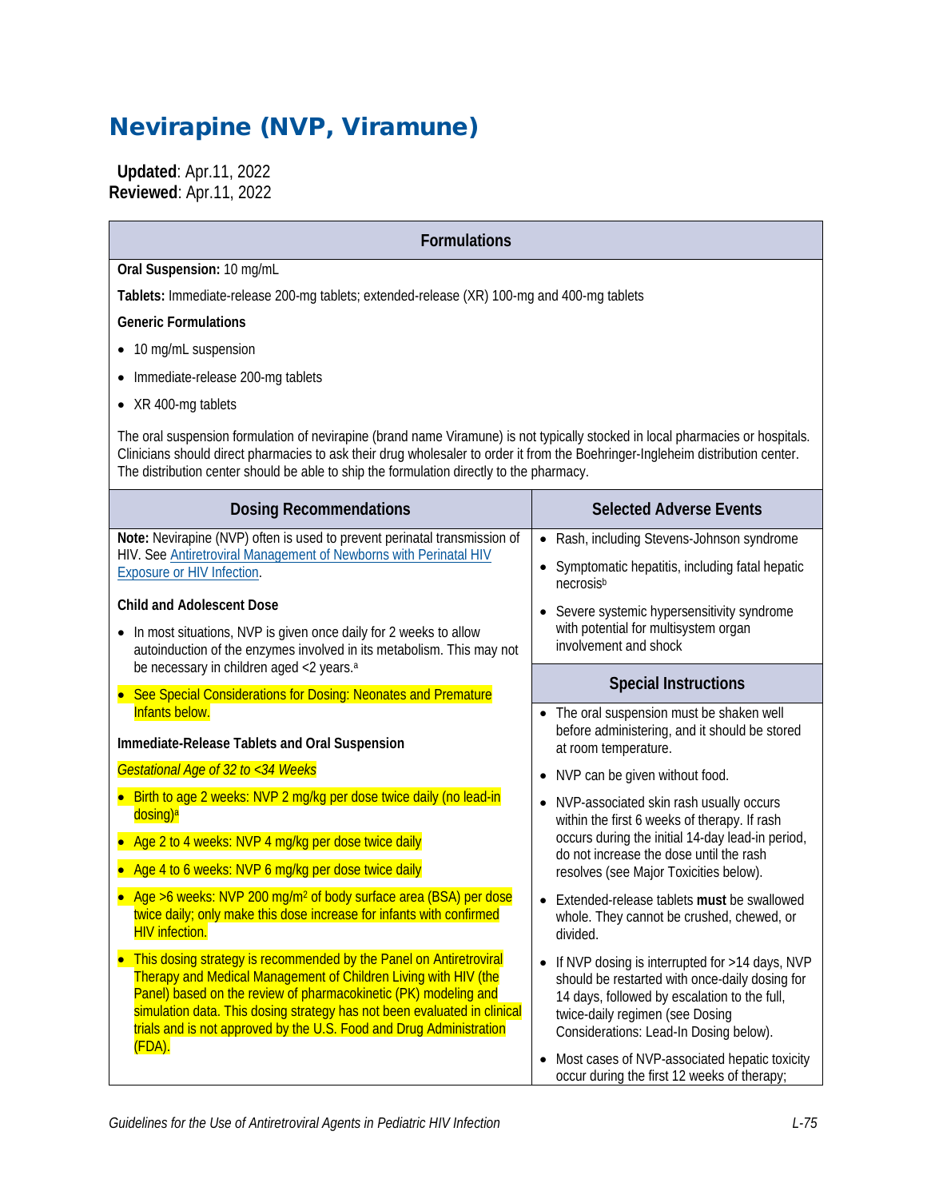# Nevirapine (NVP, Viramune)

**Updated**: Apr.11, 2022
**Reviewed**: Apr.11, 2022

## Formulations

**Oral Suspension:** 10 mg/mL

**Tablets:** Immediate-release 200-mg tablets; extended-release (XR) 100-mg and 400-mg tablets

**Generic Formulations**

- 10 mg/mL suspension
- Immediate-release 200-mg tablets
- XR 400-mg tablets

The oral suspension formulation of nevirapine (brand name Viramune) is not typically stocked in local pharmacies or hospitals. Clinicians should direct pharmacies to ask their drug wholesaler to order it from the Boehringer-Ingleheim distribution center. The distribution center should be able to ship the formulation directly to the pharmacy.

## Dosing Recommendations

**Note:** Nevirapine (NVP) often is used to prevent perinatal transmission of HIV. See Antiretroviral Management of Newborns with Perinatal HIV Exposure or HIV Infection.

**Child and Adolescent Dose**

- In most situations, NVP is given once daily for 2 weeks to allow autoinduction of the enzymes involved in its metabolism. This may not be necessary in children aged <2 years.[a]
- See Special Considerations for Dosing: Neonates and Premature Infants below.

**Immediate-Release Tablets and Oral Suspension**

*Gestational Age of 32 to <34 Weeks*

- Birth to age 2 weeks: NVP 2 mg/kg per dose twice daily (no lead-in dosing)[a]
- Age 2 to 4 weeks: NVP 4 mg/kg per dose twice daily
- Age 4 to 6 weeks: NVP 6 mg/kg per dose twice daily
- Age >6 weeks: NVP 200 mg/m[2] of body surface area (BSA) per dose twice daily; only make this dose increase for infants with confirmed HIV infection.
- This dosing strategy is recommended by the Panel on Antiretroviral Therapy and Medical Management of Children Living with HIV (the Panel) based on the review of pharmacokinetic (PK) modeling and simulation data. This dosing strategy has not been evaluated in clinical trials and is not approved by the U.S. Food and Drug Administration (FDA).

## Selected Adverse Events

- Rash, including Stevens-Johnson syndrome
- Symptomatic hepatitis, including fatal hepatic necrosis[b]
- Severe systemic hypersensitivity syndrome with potential for multisystem organ involvement and shock

## Special Instructions

- The oral suspension must be shaken well before administering, and it should be stored at room temperature.
- NVP can be given without food.
- NVP-associated skin rash usually occurs within the first 6 weeks of therapy. If rash occurs during the initial 14-day lead-in period, do not increase the dose until the rash resolves (see Major Toxicities below).
- Extended-release tablets **must** be swallowed whole. They cannot be crushed, chewed, or divided.
- If NVP dosing is interrupted for >14 days, NVP should be restarted with once-daily dosing for 14 days, followed by escalation to the full, twice-daily regimen (see Dosing Considerations: Lead-In Dosing below).
- Most cases of NVP-associated hepatic toxicity occur during the first 12 weeks of therapy;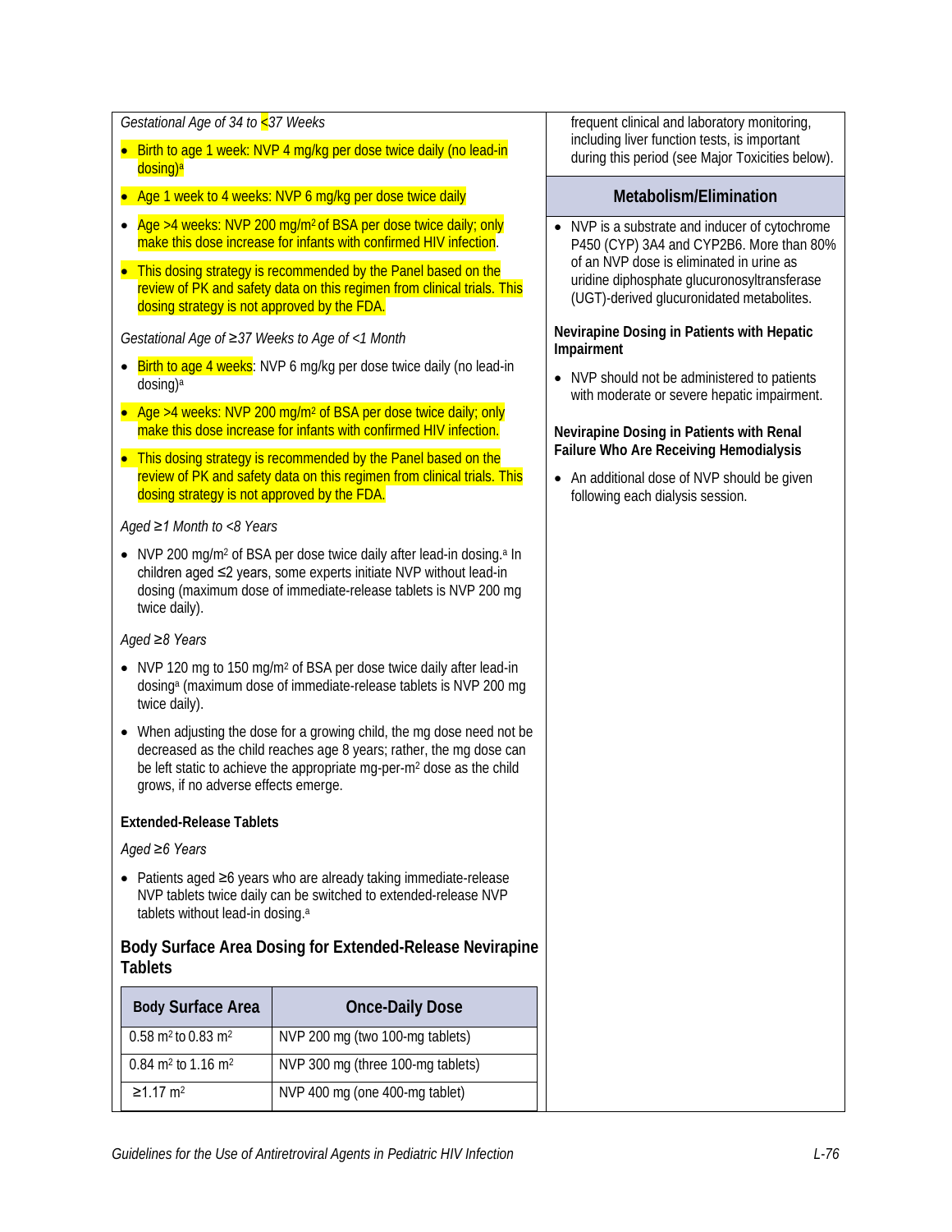*Gestational Age of 34 to <37 Weeks*

- Birth to age 1 week: NVP 4 mg/kg per dose twice daily (no lead-in dosing)[a]
- Age 1 week to 4 weeks: NVP 6 mg/kg per dose twice daily
- Age >4 weeks: NVP 200 mg/m² of BSA per dose twice daily; only make this dose increase for infants with confirmed HIV infection.
- This dosing strategy is recommended by the Panel based on the review of PK and safety data on this regimen from clinical trials. This dosing strategy is not approved by the FDA.

*Gestational Age of ≥37 Weeks to Age of <1 Month*

- Birth to age 4 weeks: NVP 6 mg/kg per dose twice daily (no lead-in dosing)[a]
- Age >4 weeks: NVP 200 mg/m² of BSA per dose twice daily; only make this dose increase for infants with confirmed HIV infection.
- This dosing strategy is recommended by the Panel based on the review of PK and safety data on this regimen from clinical trials. This dosing strategy is not approved by the FDA.

*Aged ≥1 Month to <8 Years*

- NVP 200 mg/m² of BSA per dose twice daily after lead-in dosing.[a] In children aged ≤2 years, some experts initiate NVP without lead-in dosing (maximum dose of immediate-release tablets is NVP 200 mg twice daily).

*Aged ≥8 Years*

- NVP 120 mg to 150 mg/m² of BSA per dose twice daily after lead-in dosing[a] (maximum dose of immediate-release tablets is NVP 200 mg twice daily).
- When adjusting the dose for a growing child, the mg dose need not be decreased as the child reaches age 8 years; rather, the mg dose can be left static to achieve the appropriate mg-per-m² dose as the child grows, if no adverse effects emerge.

**Extended-Release Tablets**

*Aged ≥6 Years*

- Patients aged ≥6 years who are already taking immediate-release NVP tablets twice daily can be switched to extended-release NVP tablets without lead-in dosing.[a]

## Body Surface Area Dosing for Extended-Release Nevirapine Tablets

| Body Surface Area | Once-Daily Dose |
| --- | --- |
| 0.58 m² to 0.83 m² | NVP 200 mg (two 100-mg tablets) |
| 0.84 m² to 1.16 m² | NVP 300 mg (three 100-mg tablets) |
| ≥1.17 m² | NVP 400 mg (one 400-mg tablet) |

frequent clinical and laboratory monitoring, including liver function tests, is important during this period (see Major Toxicities below).

## Metabolism/Elimination

- NVP is a substrate and inducer of cytochrome P450 (CYP) 3A4 and CYP2B6. More than 80% of an NVP dose is eliminated in urine as uridine diphosphate glucuronosyltransferase (UGT)-derived glucuronidated metabolites.

**Nevirapine Dosing in Patients with Hepatic Impairment**

- NVP should not be administered to patients with moderate or severe hepatic impairment.

**Nevirapine Dosing in Patients with Renal Failure Who Are Receiving Hemodialysis**

- An additional dose of NVP should be given following each dialysis session.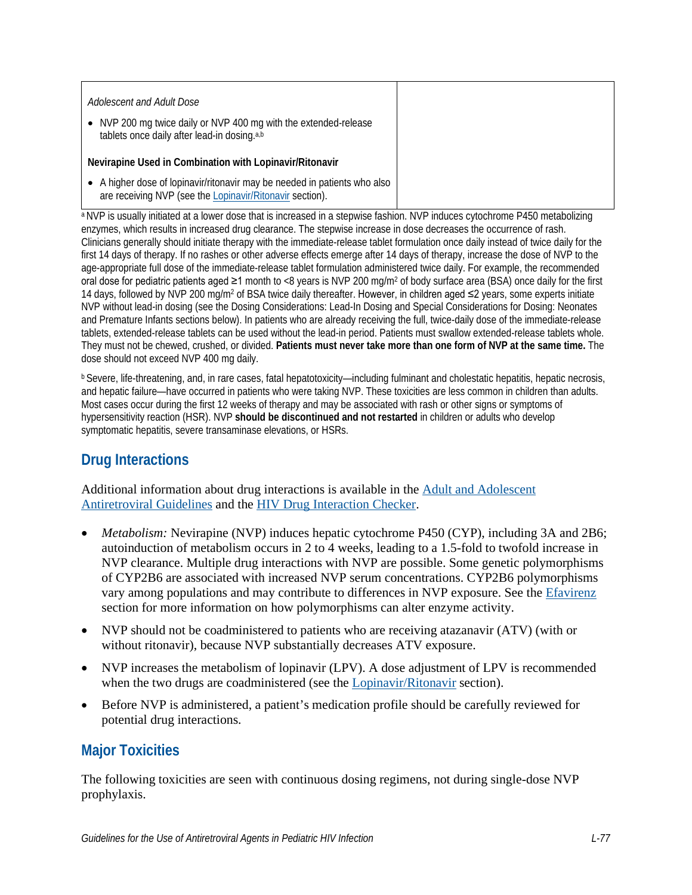| | |
|---|---|
| *Adolescent and Adult Dose*<br>• NVP 200 mg twice daily or NVP 400 mg with the extended-release tablets once daily after lead-in dosing.[a,b]<br><br>**Nevirapine Used in Combination with Lopinavir/Ritonavir**<br>• A higher dose of lopinavir/ritonavir may be needed in patients who also are receiving NVP (see the Lopinavir/Ritonavir section). | |

[a] NVP is usually initiated at a lower dose that is increased in a stepwise fashion. NVP induces cytochrome P450 metabolizing enzymes, which results in increased drug clearance. The stepwise increase in dose decreases the occurrence of rash. Clinicians generally should initiate therapy with the immediate-release tablet formulation once daily instead of twice daily for the first 14 days of therapy. If no rashes or other adverse effects emerge after 14 days of therapy, increase the dose of NVP to the age-appropriate full dose of the immediate-release tablet formulation administered twice daily. For example, the recommended oral dose for pediatric patients aged ≥1 month to <8 years is NVP 200 mg/m² of body surface area (BSA) once daily for the first 14 days, followed by NVP 200 mg/m² of BSA twice daily thereafter. However, in children aged ≤2 years, some experts initiate NVP without lead-in dosing (see the Dosing Considerations: Lead-In Dosing and Special Considerations for Dosing: Neonates and Premature Infants sections below). In patients who are already receiving the full, twice-daily dose of the immediate-release tablets, extended-release tablets can be used without the lead-in period. Patients must swallow extended-release tablets whole. They must not be chewed, crushed, or divided. **Patients must never take more than one form of NVP at the same time.** The dose should not exceed NVP 400 mg daily.

[b] Severe, life-threatening, and, in rare cases, fatal hepatotoxicity—including fulminant and cholestatic hepatitis, hepatic necrosis, and hepatic failure—have occurred in patients who were taking NVP. These toxicities are less common in children than adults. Most cases occur during the first 12 weeks of therapy and may be associated with rash or other signs or symptoms of hypersensitivity reaction (HSR). NVP **should be discontinued and not restarted** in children or adults who develop symptomatic hepatitis, severe transaminase elevations, or HSRs.

## Drug Interactions

Additional information about drug interactions is available in the Adult and Adolescent Antiretroviral Guidelines and the HIV Drug Interaction Checker.

- *Metabolism:* Nevirapine (NVP) induces hepatic cytochrome P450 (CYP), including 3A and 2B6; autoinduction of metabolism occurs in 2 to 4 weeks, leading to a 1.5-fold to twofold increase in NVP clearance. Multiple drug interactions with NVP are possible. Some genetic polymorphisms of CYP2B6 are associated with increased NVP serum concentrations. CYP2B6 polymorphisms vary among populations and may contribute to differences in NVP exposure. See the Efavirenz section for more information on how polymorphisms can alter enzyme activity.
- NVP should not be coadministered to patients who are receiving atazanavir (ATV) (with or without ritonavir), because NVP substantially decreases ATV exposure.
- NVP increases the metabolism of lopinavir (LPV). A dose adjustment of LPV is recommended when the two drugs are coadministered (see the Lopinavir/Ritonavir section).
- Before NVP is administered, a patient's medication profile should be carefully reviewed for potential drug interactions.

## Major Toxicities

The following toxicities are seen with continuous dosing regimens, not during single-dose NVP prophylaxis.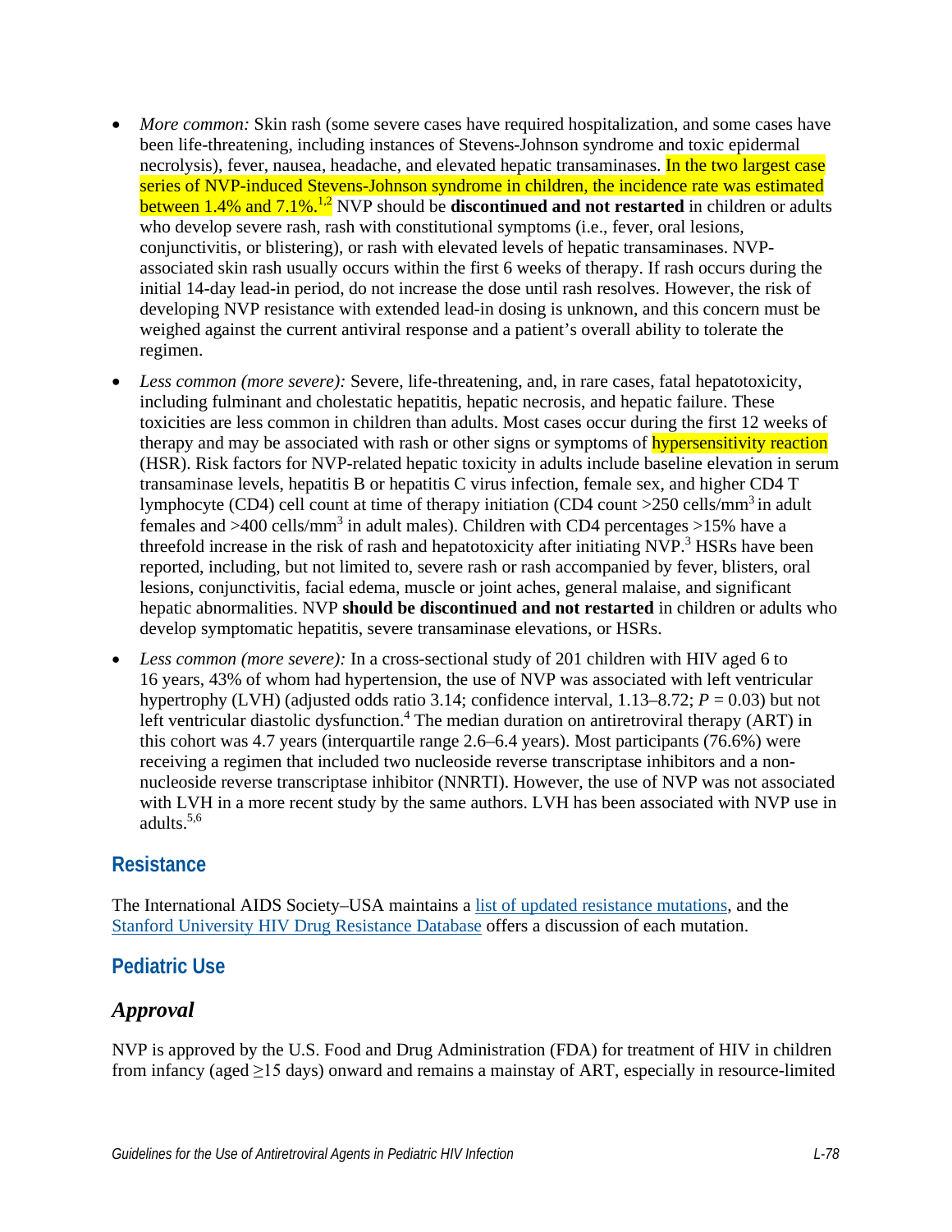- *More common:* Skin rash (some severe cases have required hospitalization, and some cases have been life-threatening, including instances of Stevens-Johnson syndrome and toxic epidermal necrolysis), fever, nausea, headache, and elevated hepatic transaminases. In the two largest case series of NVP-induced Stevens-Johnson syndrome in children, the incidence rate was estimated between 1.4% and 7.1%.[1,2] NVP should be **discontinued and not restarted** in children or adults who develop severe rash, rash with constitutional symptoms (i.e., fever, oral lesions, conjunctivitis, or blistering), or rash with elevated levels of hepatic transaminases. NVP-associated skin rash usually occurs within the first 6 weeks of therapy. If rash occurs during the initial 14-day lead-in period, do not increase the dose until rash resolves. However, the risk of developing NVP resistance with extended lead-in dosing is unknown, and this concern must be weighed against the current antiviral response and a patient's overall ability to tolerate the regimen.
- *Less common (more severe):* Severe, life-threatening, and, in rare cases, fatal hepatotoxicity, including fulminant and cholestatic hepatitis, hepatic necrosis, and hepatic failure. These toxicities are less common in children than adults. Most cases occur during the first 12 weeks of therapy and may be associated with rash or other signs or symptoms of hypersensitivity reaction (HSR). Risk factors for NVP-related hepatic toxicity in adults include baseline elevation in serum transaminase levels, hepatitis B or hepatitis C virus infection, female sex, and higher CD4 T lymphocyte (CD4) cell count at time of therapy initiation (CD4 count >250 cells/mm$^3$ in adult females and >400 cells/mm$^3$ in adult males). Children with CD4 percentages >15% have a threefold increase in the risk of rash and hepatotoxicity after initiating NVP.[3] HSRs have been reported, including, but not limited to, severe rash or rash accompanied by fever, blisters, oral lesions, conjunctivitis, facial edema, muscle or joint aches, general malaise, and significant hepatic abnormalities. NVP **should be discontinued and not restarted** in children or adults who develop symptomatic hepatitis, severe transaminase elevations, or HSRs.
- *Less common (more severe):* In a cross-sectional study of 201 children with HIV aged 6 to 16 years, 43% of whom had hypertension, the use of NVP was associated with left ventricular hypertrophy (LVH) (adjusted odds ratio 3.14; confidence interval, 1.13–8.72; $P = 0.03$) but not left ventricular diastolic dysfunction.[4] The median duration on antiretroviral therapy (ART) in this cohort was 4.7 years (interquartile range 2.6–6.4 years). Most participants (76.6%) were receiving a regimen that included two nucleoside reverse transcriptase inhibitors and a non-nucleoside reverse transcriptase inhibitor (NNRTI). However, the use of NVP was not associated with LVH in a more recent study by the same authors. LVH has been associated with NVP use in adults.[5,6]

## Resistance

The International AIDS Society–USA maintains a list of updated resistance mutations, and the Stanford University HIV Drug Resistance Database offers a discussion of each mutation.

## Pediatric Use

### Approval

NVP is approved by the U.S. Food and Drug Administration (FDA) for treatment of HIV in children from infancy (aged ≥15 days) onward and remains a mainstay of ART, especially in resource-limited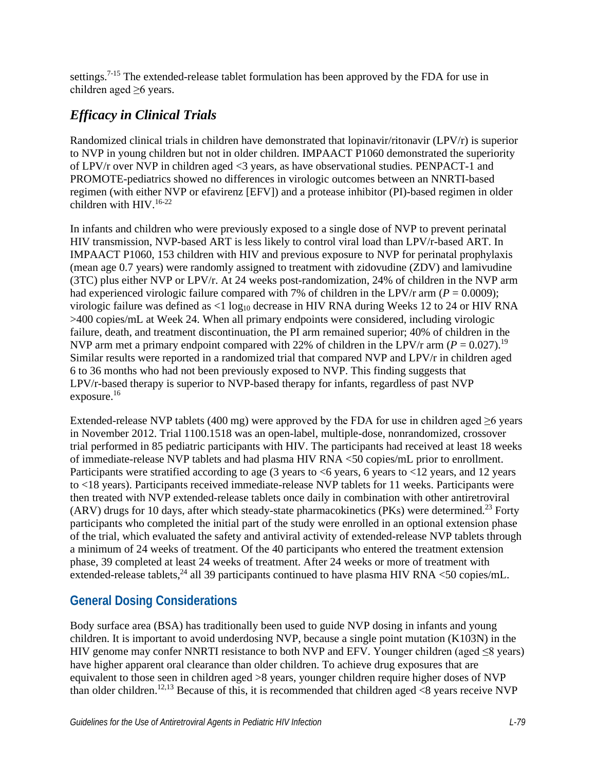settings.[7-15] The extended-release tablet formulation has been approved by the FDA for use in children aged ≥6 years.

## *Efficacy in Clinical Trials*

Randomized clinical trials in children have demonstrated that lopinavir/ritonavir (LPV/r) is superior to NVP in young children but not in older children. IMPAACT P1060 demonstrated the superiority of LPV/r over NVP in children aged <3 years, as have observational studies. PENPACT-1 and PROMOTE-pediatrics showed no differences in virologic outcomes between an NNRTI-based regimen (with either NVP or efavirenz [EFV]) and a protease inhibitor (PI)-based regimen in older children with HIV.[16-22]

In infants and children who were previously exposed to a single dose of NVP to prevent perinatal HIV transmission, NVP-based ART is less likely to control viral load than LPV/r-based ART. In IMPAACT P1060, 153 children with HIV and previous exposure to NVP for perinatal prophylaxis (mean age 0.7 years) were randomly assigned to treatment with zidovudine (ZDV) and lamivudine (3TC) plus either NVP or LPV/r. At 24 weeks post-randomization, 24% of children in the NVP arm had experienced virologic failure compared with 7% of children in the LPV/r arm ($P = 0.0009$); virologic failure was defined as <1 $\log_{10}$ decrease in HIV RNA during Weeks 12 to 24 or HIV RNA >400 copies/mL at Week 24. When all primary endpoints were considered, including virologic failure, death, and treatment discontinuation, the PI arm remained superior; 40% of children in the NVP arm met a primary endpoint compared with 22% of children in the LPV/r arm ($P = 0.027$).[19] Similar results were reported in a randomized trial that compared NVP and LPV/r in children aged 6 to 36 months who had not been previously exposed to NVP. This finding suggests that LPV/r-based therapy is superior to NVP-based therapy for infants, regardless of past NVP exposure.[16]

Extended-release NVP tablets (400 mg) were approved by the FDA for use in children aged ≥6 years in November 2012. Trial 1100.1518 was an open-label, multiple-dose, nonrandomized, crossover trial performed in 85 pediatric participants with HIV. The participants had received at least 18 weeks of immediate-release NVP tablets and had plasma HIV RNA <50 copies/mL prior to enrollment. Participants were stratified according to age (3 years to <6 years, 6 years to <12 years, and 12 years to <18 years). Participants received immediate-release NVP tablets for 11 weeks. Participants were then treated with NVP extended-release tablets once daily in combination with other antiretroviral (ARV) drugs for 10 days, after which steady-state pharmacokinetics (PKs) were determined.[23] Forty participants who completed the initial part of the study were enrolled in an optional extension phase of the trial, which evaluated the safety and antiviral activity of extended-release NVP tablets through a minimum of 24 weeks of treatment. Of the 40 participants who entered the treatment extension phase, 39 completed at least 24 weeks of treatment. After 24 weeks or more of treatment with extended-release tablets,[24] all 39 participants continued to have plasma HIV RNA <50 copies/mL.

## General Dosing Considerations

Body surface area (BSA) has traditionally been used to guide NVP dosing in infants and young children. It is important to avoid underdosing NVP, because a single point mutation (K103N) in the HIV genome may confer NNRTI resistance to both NVP and EFV. Younger children (aged ≤8 years) have higher apparent oral clearance than older children. To achieve drug exposures that are equivalent to those seen in children aged >8 years, younger children require higher doses of NVP than older children.[12,13] Because of this, it is recommended that children aged <8 years receive NVP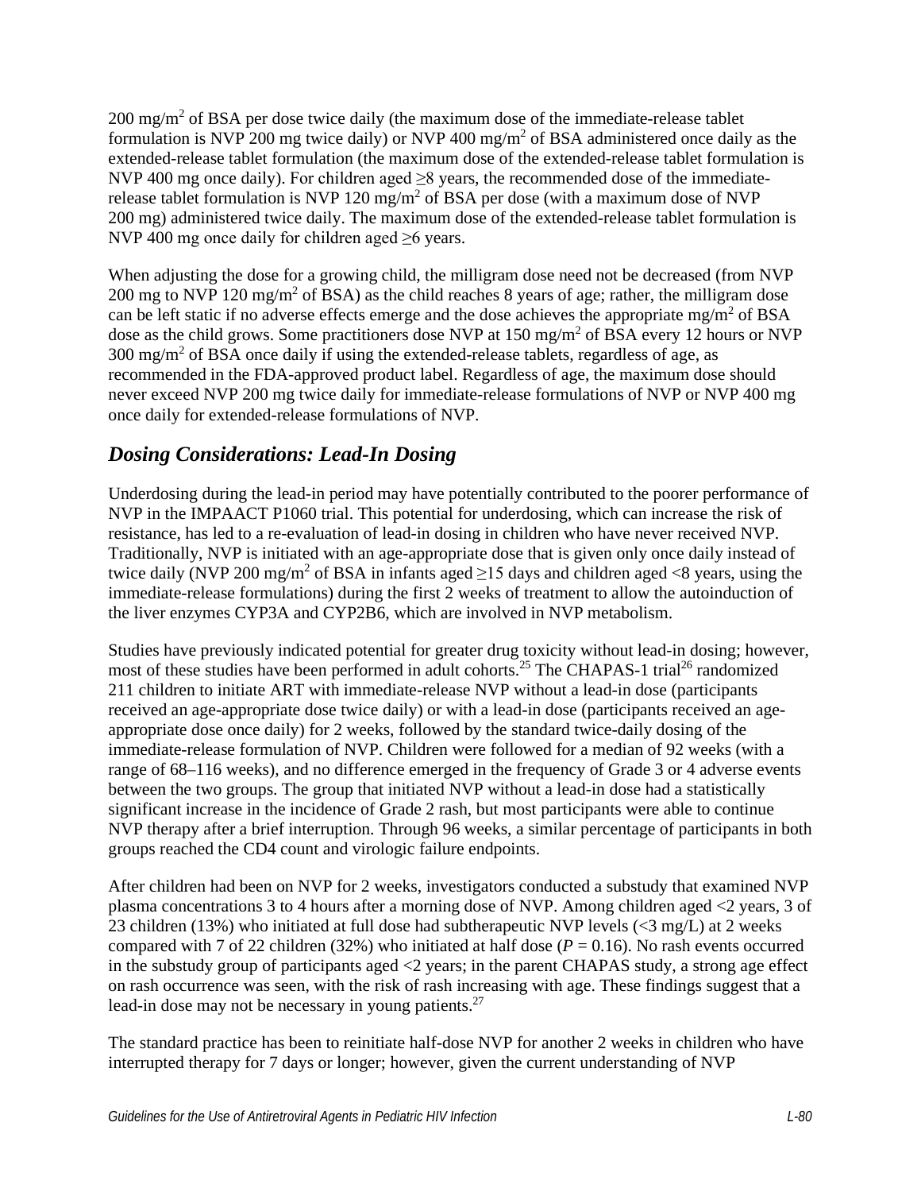200 mg/m$^2$ of BSA per dose twice daily (the maximum dose of the immediate-release tablet formulation is NVP 200 mg twice daily) or NVP 400 mg/m$^2$ of BSA administered once daily as the extended-release tablet formulation (the maximum dose of the extended-release tablet formulation is NVP 400 mg once daily). For children aged ≥8 years, the recommended dose of the immediate-release tablet formulation is NVP 120 mg/m$^2$ of BSA per dose (with a maximum dose of NVP 200 mg) administered twice daily. The maximum dose of the extended-release tablet formulation is NVP 400 mg once daily for children aged ≥6 years.

When adjusting the dose for a growing child, the milligram dose need not be decreased (from NVP 200 mg to NVP 120 mg/m$^2$ of BSA) as the child reaches 8 years of age; rather, the milligram dose can be left static if no adverse effects emerge and the dose achieves the appropriate mg/m$^2$ of BSA dose as the child grows. Some practitioners dose NVP at 150 mg/m$^2$ of BSA every 12 hours or NVP 300 mg/m$^2$ of BSA once daily if using the extended-release tablets, regardless of age, as recommended in the FDA-approved product label. Regardless of age, the maximum dose should never exceed NVP 200 mg twice daily for immediate-release formulations of NVP or NVP 400 mg once daily for extended-release formulations of NVP.

## *Dosing Considerations: Lead-In Dosing*

Underdosing during the lead-in period may have potentially contributed to the poorer performance of NVP in the IMPAACT P1060 trial. This potential for underdosing, which can increase the risk of resistance, has led to a re-evaluation of lead-in dosing in children who have never received NVP. Traditionally, NVP is initiated with an age-appropriate dose that is given only once daily instead of twice daily (NVP 200 mg/m$^2$ of BSA in infants aged ≥15 days and children aged <8 years, using the immediate-release formulations) during the first 2 weeks of treatment to allow the autoinduction of the liver enzymes CYP3A and CYP2B6, which are involved in NVP metabolism.

Studies have previously indicated potential for greater drug toxicity without lead-in dosing; however, most of these studies have been performed in adult cohorts.[25] The CHAPAS-1 trial[26] randomized 211 children to initiate ART with immediate-release NVP without a lead-in dose (participants received an age-appropriate dose twice daily) or with a lead-in dose (participants received an age-appropriate dose once daily) for 2 weeks, followed by the standard twice-daily dosing of the immediate-release formulation of NVP. Children were followed for a median of 92 weeks (with a range of 68–116 weeks), and no difference emerged in the frequency of Grade 3 or 4 adverse events between the two groups. The group that initiated NVP without a lead-in dose had a statistically significant increase in the incidence of Grade 2 rash, but most participants were able to continue NVP therapy after a brief interruption. Through 96 weeks, a similar percentage of participants in both groups reached the CD4 count and virologic failure endpoints.

After children had been on NVP for 2 weeks, investigators conducted a substudy that examined NVP plasma concentrations 3 to 4 hours after a morning dose of NVP. Among children aged <2 years, 3 of 23 children (13%) who initiated at full dose had subtherapeutic NVP levels (<3 mg/L) at 2 weeks compared with 7 of 22 children (32%) who initiated at half dose ($P = 0.16$). No rash events occurred in the substudy group of participants aged <2 years; in the parent CHAPAS study, a strong age effect on rash occurrence was seen, with the risk of rash increasing with age. These findings suggest that a lead-in dose may not be necessary in young patients.[27]

The standard practice has been to reinitiate half-dose NVP for another 2 weeks in children who have interrupted therapy for 7 days or longer; however, given the current understanding of NVP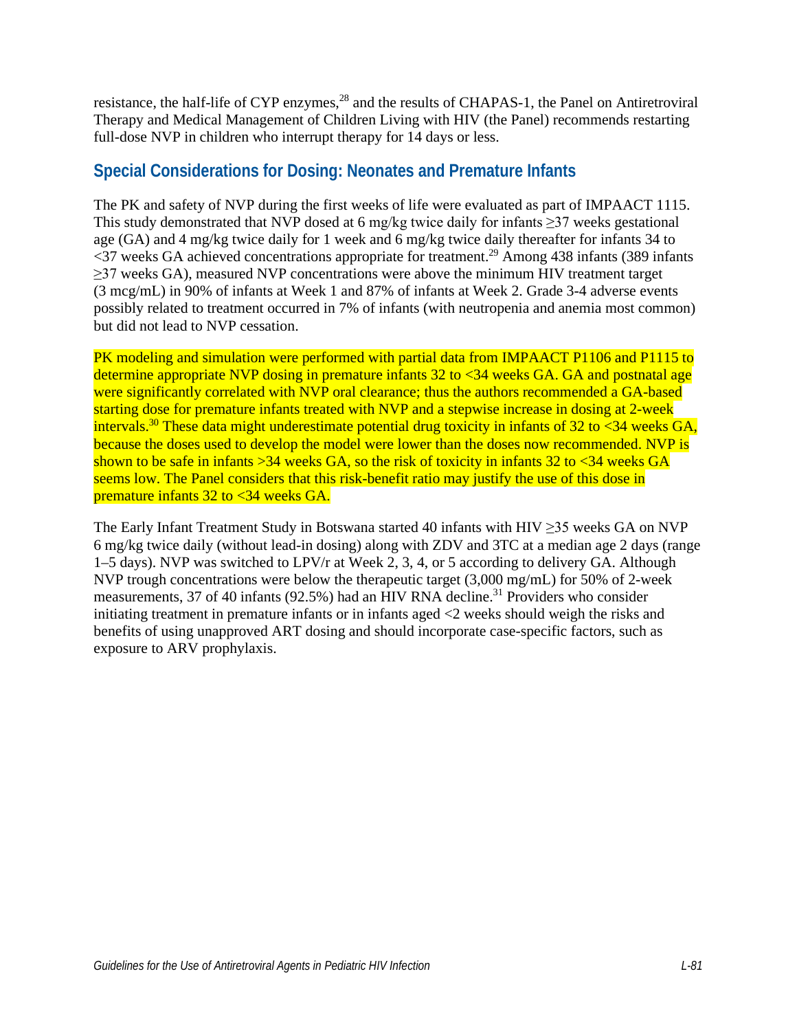resistance, the half-life of CYP enzymes,[28] and the results of CHAPAS-1, the Panel on Antiretroviral Therapy and Medical Management of Children Living with HIV (the Panel) recommends restarting full-dose NVP in children who interrupt therapy for 14 days or less.

## Special Considerations for Dosing: Neonates and Premature Infants

The PK and safety of NVP during the first weeks of life were evaluated as part of IMPAACT 1115. This study demonstrated that NVP dosed at 6 mg/kg twice daily for infants ≥37 weeks gestational age (GA) and 4 mg/kg twice daily for 1 week and 6 mg/kg twice daily thereafter for infants 34 to <37 weeks GA achieved concentrations appropriate for treatment.[29] Among 438 infants (389 infants ≥37 weeks GA), measured NVP concentrations were above the minimum HIV treatment target (3 mcg/mL) in 90% of infants at Week 1 and 87% of infants at Week 2. Grade 3-4 adverse events possibly related to treatment occurred in 7% of infants (with neutropenia and anemia most common) but did not lead to NVP cessation.

PK modeling and simulation were performed with partial data from IMPAACT P1106 and P1115 to determine appropriate NVP dosing in premature infants 32 to <34 weeks GA. GA and postnatal age were significantly correlated with NVP oral clearance; thus the authors recommended a GA-based starting dose for premature infants treated with NVP and a stepwise increase in dosing at 2-week intervals.[30] These data might underestimate potential drug toxicity in infants of 32 to <34 weeks GA, because the doses used to develop the model were lower than the doses now recommended. NVP is shown to be safe in infants >34 weeks GA, so the risk of toxicity in infants 32 to <34 weeks GA seems low. The Panel considers that this risk-benefit ratio may justify the use of this dose in premature infants 32 to <34 weeks GA.

The Early Infant Treatment Study in Botswana started 40 infants with HIV ≥35 weeks GA on NVP 6 mg/kg twice daily (without lead-in dosing) along with ZDV and 3TC at a median age 2 days (range 1–5 days). NVP was switched to LPV/r at Week 2, 3, 4, or 5 according to delivery GA. Although NVP trough concentrations were below the therapeutic target (3,000 mg/mL) for 50% of 2-week measurements, 37 of 40 infants (92.5%) had an HIV RNA decline.[31] Providers who consider initiating treatment in premature infants or in infants aged <2 weeks should weigh the risks and benefits of using unapproved ART dosing and should incorporate case-specific factors, such as exposure to ARV prophylaxis.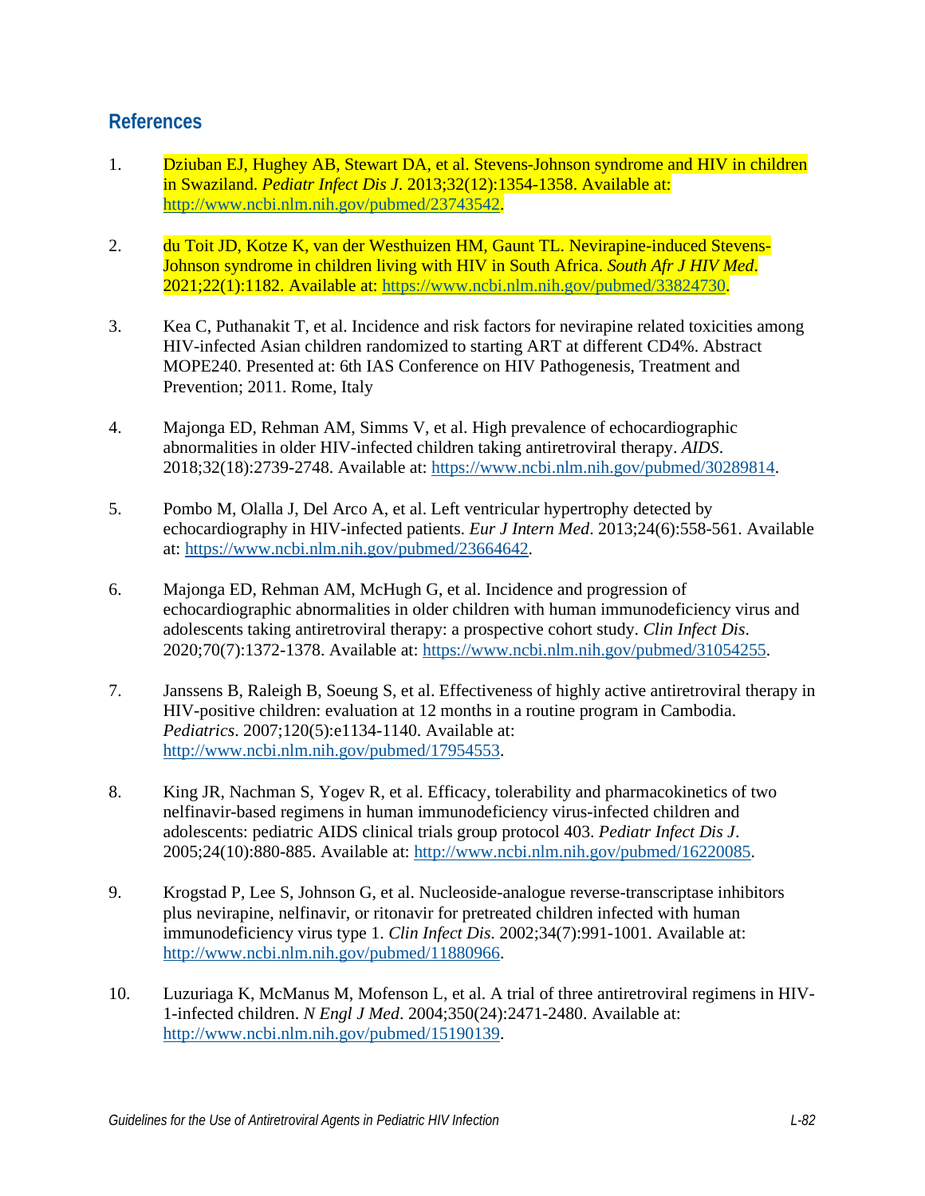## References

1. Dziuban EJ, Hughey AB, Stewart DA, et al. Stevens-Johnson syndrome and HIV in children in Swaziland. *Pediatr Infect Dis J*. 2013;32(12):1354-1358. Available at: http://www.ncbi.nlm.nih.gov/pubmed/23743542.

2. du Toit JD, Kotze K, van der Westhuizen HM, Gaunt TL. Nevirapine-induced Stevens-Johnson syndrome in children living with HIV in South Africa. *South Afr J HIV Med*. 2021;22(1):1182. Available at: https://www.ncbi.nlm.nih.gov/pubmed/33824730.

3. Kea C, Puthanakit T, et al. Incidence and risk factors for nevirapine related toxicities among HIV-infected Asian children randomized to starting ART at different CD4%. Abstract MOPE240. Presented at: 6th IAS Conference on HIV Pathogenesis, Treatment and Prevention; 2011. Rome, Italy

4. Majonga ED, Rehman AM, Simms V, et al. High prevalence of echocardiographic abnormalities in older HIV-infected children taking antiretroviral therapy. *AIDS*. 2018;32(18):2739-2748. Available at: https://www.ncbi.nlm.nih.gov/pubmed/30289814.

5. Pombo M, Olalla J, Del Arco A, et al. Left ventricular hypertrophy detected by echocardiography in HIV-infected patients. *Eur J Intern Med*. 2013;24(6):558-561. Available at: https://www.ncbi.nlm.nih.gov/pubmed/23664642.

6. Majonga ED, Rehman AM, McHugh G, et al. Incidence and progression of echocardiographic abnormalities in older children with human immunodeficiency virus and adolescents taking antiretroviral therapy: a prospective cohort study. *Clin Infect Dis*. 2020;70(7):1372-1378. Available at: https://www.ncbi.nlm.nih.gov/pubmed/31054255.

7. Janssens B, Raleigh B, Soeung S, et al. Effectiveness of highly active antiretroviral therapy in HIV-positive children: evaluation at 12 months in a routine program in Cambodia. *Pediatrics*. 2007;120(5):e1134-1140. Available at: http://www.ncbi.nlm.nih.gov/pubmed/17954553.

8. King JR, Nachman S, Yogev R, et al. Efficacy, tolerability and pharmacokinetics of two nelfinavir-based regimens in human immunodeficiency virus-infected children and adolescents: pediatric AIDS clinical trials group protocol 403. *Pediatr Infect Dis J*. 2005;24(10):880-885. Available at: http://www.ncbi.nlm.nih.gov/pubmed/16220085.

9. Krogstad P, Lee S, Johnson G, et al. Nucleoside-analogue reverse-transcriptase inhibitors plus nevirapine, nelfinavir, or ritonavir for pretreated children infected with human immunodeficiency virus type 1. *Clin Infect Dis*. 2002;34(7):991-1001. Available at: http://www.ncbi.nlm.nih.gov/pubmed/11880966.

10. Luzuriaga K, McManus M, Mofenson L, et al. A trial of three antiretroviral regimens in HIV-1-infected children. *N Engl J Med*. 2004;350(24):2471-2480. Available at: http://www.ncbi.nlm.nih.gov/pubmed/15190139.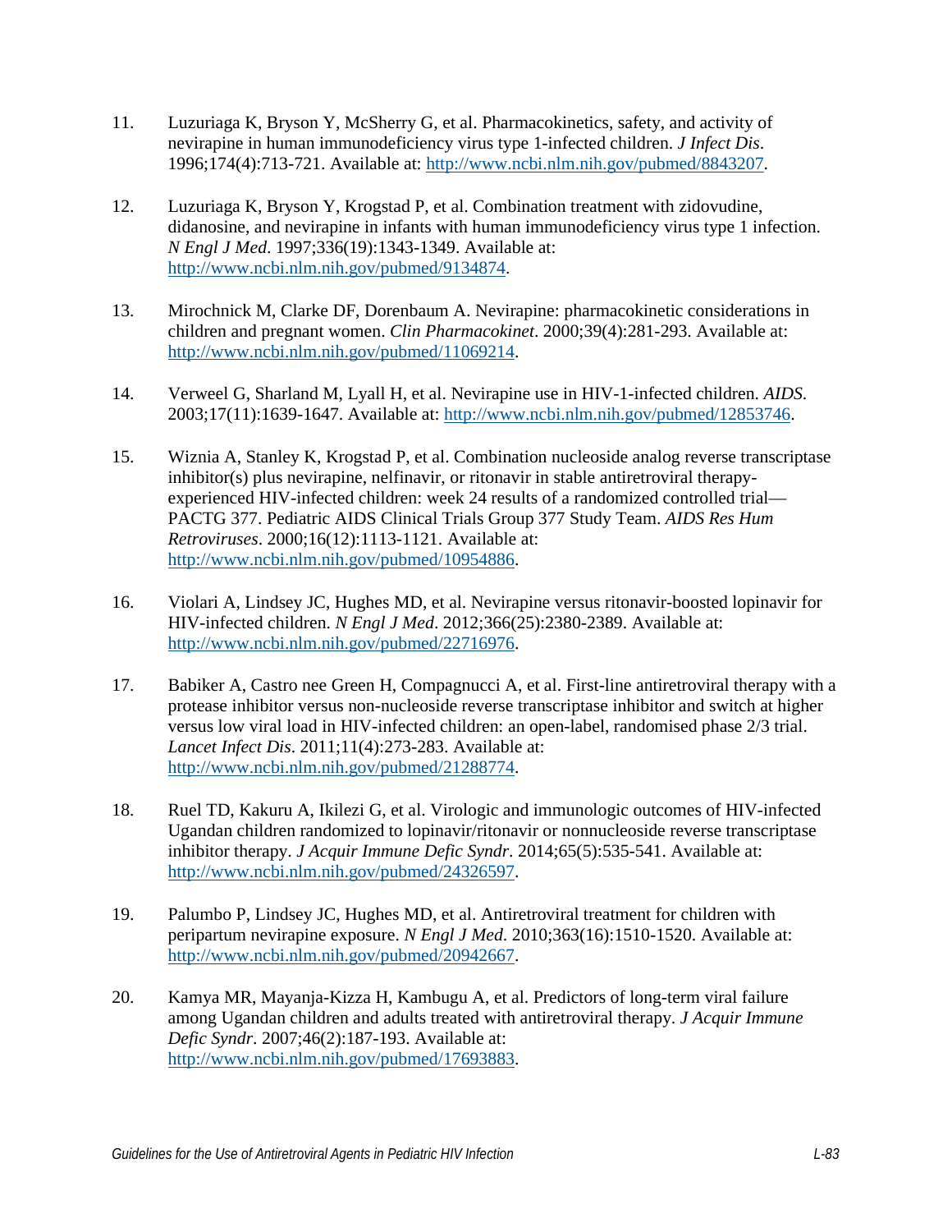11. Luzuriaga K, Bryson Y, McSherry G, et al. Pharmacokinetics, safety, and activity of nevirapine in human immunodeficiency virus type 1-infected children. *J Infect Dis*. 1996;174(4):713-721. Available at: http://www.ncbi.nlm.nih.gov/pubmed/8843207.

12. Luzuriaga K, Bryson Y, Krogstad P, et al. Combination treatment with zidovudine, didanosine, and nevirapine in infants with human immunodeficiency virus type 1 infection. *N Engl J Med*. 1997;336(19):1343-1349. Available at: http://www.ncbi.nlm.nih.gov/pubmed/9134874.

13. Mirochnick M, Clarke DF, Dorenbaum A. Nevirapine: pharmacokinetic considerations in children and pregnant women. *Clin Pharmacokinet*. 2000;39(4):281-293. Available at: http://www.ncbi.nlm.nih.gov/pubmed/11069214.

14. Verweel G, Sharland M, Lyall H, et al. Nevirapine use in HIV-1-infected children. *AIDS*. 2003;17(11):1639-1647. Available at: http://www.ncbi.nlm.nih.gov/pubmed/12853746.

15. Wiznia A, Stanley K, Krogstad P, et al. Combination nucleoside analog reverse transcriptase inhibitor(s) plus nevirapine, nelfinavir, or ritonavir in stable antiretroviral therapy-experienced HIV-infected children: week 24 results of a randomized controlled trial—PACTG 377. Pediatric AIDS Clinical Trials Group 377 Study Team. *AIDS Res Hum Retroviruses*. 2000;16(12):1113-1121. Available at: http://www.ncbi.nlm.nih.gov/pubmed/10954886.

16. Violari A, Lindsey JC, Hughes MD, et al. Nevirapine versus ritonavir-boosted lopinavir for HIV-infected children. *N Engl J Med*. 2012;366(25):2380-2389. Available at: http://www.ncbi.nlm.nih.gov/pubmed/22716976.

17. Babiker A, Castro nee Green H, Compagnucci A, et al. First-line antiretroviral therapy with a protease inhibitor versus non-nucleoside reverse transcriptase inhibitor and switch at higher versus low viral load in HIV-infected children: an open-label, randomised phase 2/3 trial. *Lancet Infect Dis*. 2011;11(4):273-283. Available at: http://www.ncbi.nlm.nih.gov/pubmed/21288774.

18. Ruel TD, Kakuru A, Ikilezi G, et al. Virologic and immunologic outcomes of HIV-infected Ugandan children randomized to lopinavir/ritonavir or nonnucleoside reverse transcriptase inhibitor therapy. *J Acquir Immune Defic Syndr*. 2014;65(5):535-541. Available at: http://www.ncbi.nlm.nih.gov/pubmed/24326597.

19. Palumbo P, Lindsey JC, Hughes MD, et al. Antiretroviral treatment for children with peripartum nevirapine exposure. *N Engl J Med*. 2010;363(16):1510-1520. Available at: http://www.ncbi.nlm.nih.gov/pubmed/20942667.

20. Kamya MR, Mayanja-Kizza H, Kambugu A, et al. Predictors of long-term viral failure among Ugandan children and adults treated with antiretroviral therapy. *J Acquir Immune Defic Syndr*. 2007;46(2):187-193. Available at: http://www.ncbi.nlm.nih.gov/pubmed/17693883.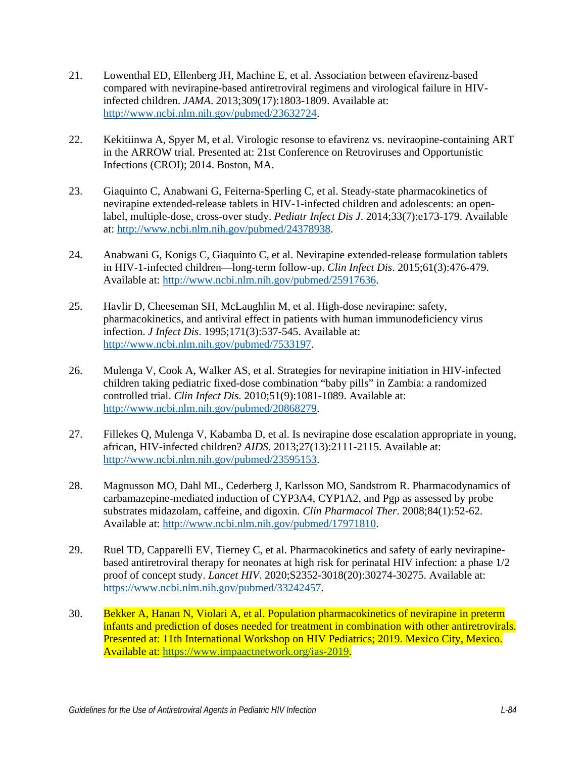21. Lowenthal ED, Ellenberg JH, Machine E, et al. Association between efavirenz-based compared with nevirapine-based antiretroviral regimens and virological failure in HIV-infected children. *JAMA*. 2013;309(17):1803-1809. Available at: http://www.ncbi.nlm.nih.gov/pubmed/23632724.

22. Kekitiinwa A, Spyer M, et al. Virologic resonse to efavirenz vs. neviraopine-containing ART in the ARROW trial. Presented at: 21st Conference on Retroviruses and Opportunistic Infections (CROI); 2014. Boston, MA.

23. Giaquinto C, Anabwani G, Feiterna-Sperling C, et al. Steady-state pharmacokinetics of nevirapine extended-release tablets in HIV-1-infected children and adolescents: an open-label, multiple-dose, cross-over study. *Pediatr Infect Dis J*. 2014;33(7):e173-179. Available at: http://www.ncbi.nlm.nih.gov/pubmed/24378938.

24. Anabwani G, Konigs C, Giaquinto C, et al. Nevirapine extended-release formulation tablets in HIV-1-infected children—long-term follow-up. *Clin Infect Dis*. 2015;61(3):476-479. Available at: http://www.ncbi.nlm.nih.gov/pubmed/25917636.

25. Havlir D, Cheeseman SH, McLaughlin M, et al. High-dose nevirapine: safety, pharmacokinetics, and antiviral effect in patients with human immunodeficiency virus infection. *J Infect Dis*. 1995;171(3):537-545. Available at: http://www.ncbi.nlm.nih.gov/pubmed/7533197.

26. Mulenga V, Cook A, Walker AS, et al. Strategies for nevirapine initiation in HIV-infected children taking pediatric fixed-dose combination "baby pills" in Zambia: a randomized controlled trial. *Clin Infect Dis*. 2010;51(9):1081-1089. Available at: http://www.ncbi.nlm.nih.gov/pubmed/20868279.

27. Fillekes Q, Mulenga V, Kabamba D, et al. Is nevirapine dose escalation appropriate in young, african, HIV-infected children? *AIDS*. 2013;27(13):2111-2115. Available at: http://www.ncbi.nlm.nih.gov/pubmed/23595153.

28. Magnusson MO, Dahl ML, Cederberg J, Karlsson MO, Sandstrom R. Pharmacodynamics of carbamazepine-mediated induction of CYP3A4, CYP1A2, and Pgp as assessed by probe substrates midazolam, caffeine, and digoxin. *Clin Pharmacol Ther*. 2008;84(1):52-62. Available at: http://www.ncbi.nlm.nih.gov/pubmed/17971810.

29. Ruel TD, Capparelli EV, Tierney C, et al. Pharmacokinetics and safety of early nevirapine-based antiretroviral therapy for neonates at high risk for perinatal HIV infection: a phase 1/2 proof of concept study. *Lancet HIV*. 2020;S2352-3018(20):30274-30275. Available at: https://www.ncbi.nlm.nih.gov/pubmed/33242457.

30. Bekker A, Hanan N, Violari A, et al. Population pharmacokinetics of nevirapine in preterm infants and prediction of doses needed for treatment in combination with other antiretrovirals. Presented at: 11th International Workshop on HIV Pediatrics; 2019. Mexico City, Mexico. Available at: https://www.impaactnetwork.org/ias-2019.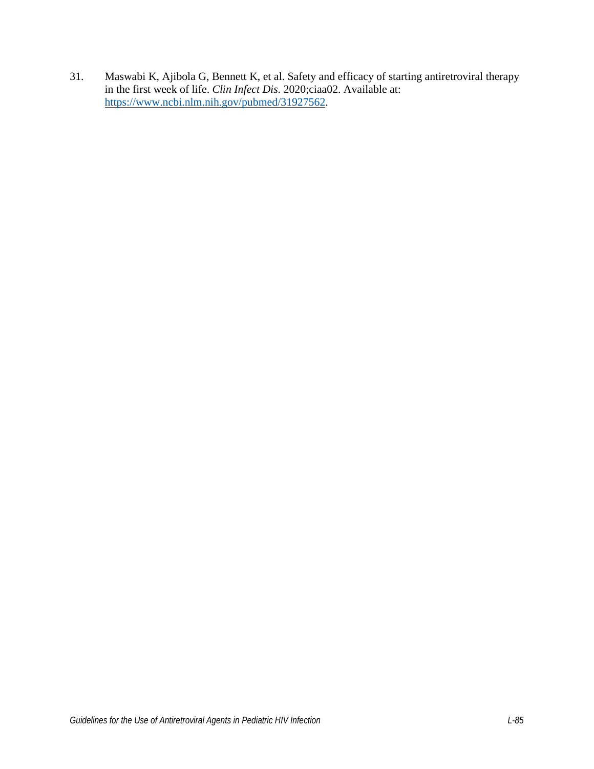31. Maswabi K, Ajibola G, Bennett K, et al. Safety and efficacy of starting antiretroviral therapy in the first week of life. *Clin Infect Dis*. 2020;ciaa02. Available at: https://www.ncbi.nlm.nih.gov/pubmed/31927562.